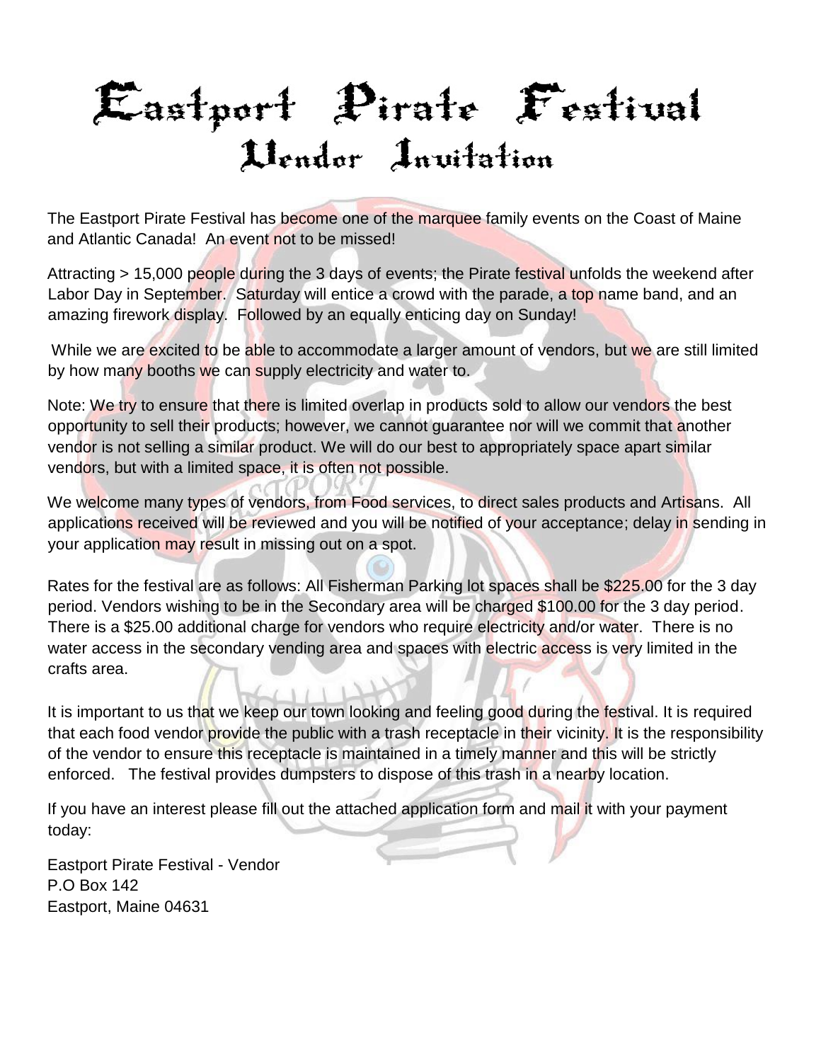# Eastport Pirate Festival

## Vendor Invitation

The Eastport Pirate Festival has become one of the marquee family events on the Coast of Maine and Atlantic Canada! An event not to be missed!

Attracting > 15,000 people during the 3 days of events; the Pirate festival unfolds the weekend after Labor Day in September. Saturday will entice a crowd with the parade, a top name band, and an amazing firework display. Followed by an equally enticing day on Sunday!

While we are excited to be able to accommodate a larger amount of vendors, but we are still limited by how many booths we can supply electricity and water to.

Note: We try to ensure that there is limited overlap in products sold to allow our vendors the best opportunity to sell their products; however, we cannot guarantee nor will we commit that another vendor is not selling a similar product. We will do our best to appropriately space apart similar vendors, but with a limited space, it is often not possible.

We welcome many types of vendors, from Food services, to direct sales products and Artisans. All applications received will be reviewed and you will be notified of your acceptance; delay in sending in your application may result in missing out on a spot.

Rates for the festival are as follows: All Fisherman Parking lot spaces shall be $225.00 for the 3 day period. Vendors wishing to be in the Secondary area will be charged $100.00 for the 3 day period. There is a $25.00 additional charge for vendors who require electricity and/or water. There is no water access in the secondary vending area and spaces with electric access is very limited in the crafts area.

It is important to us that we keep our town looking and feeling good during the festival. It is required that each food vendor provide the public with a trash receptacle in their vicinity. It is the responsibility of the vendor to ensure this receptacle is maintained in a timely manner and this will be strictly enforced. The festival provides dumpsters to dispose of this trash in a nearby location.

If you have an interest please fill out the attached application form and mail it with your payment today:

Eastport Pirate Festival - Vendor
P.O Box 142
Eastport, Maine 04631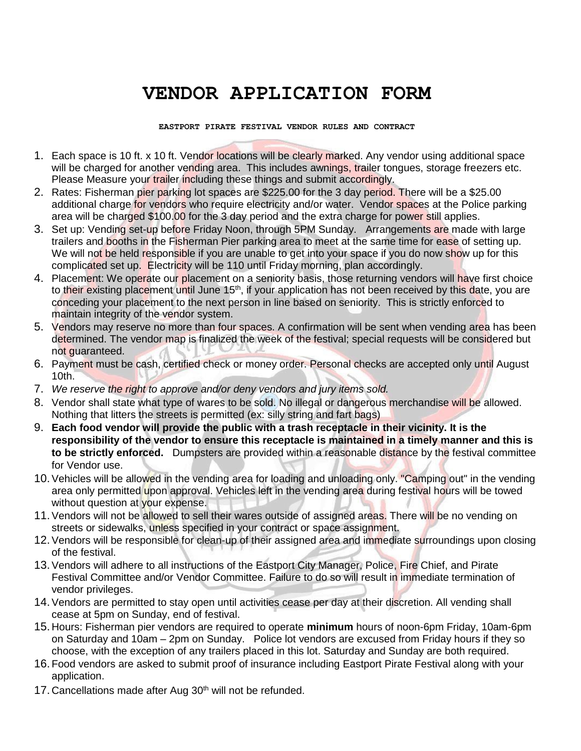# VENDOR APPLICATION FORM

**EASTPORT PIRATE FESTIVAL VENDOR RULES AND CONTRACT**

1. Each space is 10 ft. x 10 ft. Vendor locations will be clearly marked. Any vendor using additional space will be charged for another vending area. This includes awnings, trailer tongues, storage freezers etc. Please Measure your trailer including these things and submit accordingly.
2. Rates: Fisherman pier parking lot spaces are $225.00 for the 3 day period. There will be a $25.00 additional charge for vendors who require electricity and/or water. Vendor spaces at the Police parking area will be charged $100.00 for the 3 day period and the extra charge for power still applies.
3. Set up: Vending set-up before Friday Noon, through 5PM Sunday. Arrangements are made with large trailers and booths in the Fisherman Pier parking area to meet at the same time for ease of setting up. We will not be held responsible if you are unable to get into your space if you do now show up for this complicated set up. Electricity will be 110 until Friday morning, plan accordingly.
4. Placement: We operate our placement on a seniority basis, those returning vendors will have first choice to their existing placement until June 15th, if your application has not been received by this date, you are conceding your placement to the next person in line based on seniority. This is strictly enforced to maintain integrity of the vendor system.
5. Vendors may reserve no more than four spaces. A confirmation will be sent when vending area has been determined. The vendor map is finalized the week of the festival; special requests will be considered but not guaranteed.
6. Payment must be cash, certified check or money order. Personal checks are accepted only until August 10th.
7. *We reserve the right to approve and/or deny vendors and jury items sold.*
8. Vendor shall state what type of wares to be sold. No illegal or dangerous merchandise will be allowed. Nothing that litters the streets is permitted (ex: silly string and fart bags)
9. **Each food vendor will provide the public with a trash receptacle in their vicinity. It is the responsibility of the vendor to ensure this receptacle is maintained in a timely manner and this is to be strictly enforced.** Dumpsters are provided within a reasonable distance by the festival committee for Vendor use.
10. Vehicles will be allowed in the vending area for loading and unloading only. "Camping out" in the vending area only permitted upon approval. Vehicles left in the vending area during festival hours will be towed without question at your expense.
11. Vendors will not be allowed to sell their wares outside of assigned areas. There will be no vending on streets or sidewalks, unless specified in your contract or space assignment.
12. Vendors will be responsible for clean-up of their assigned area and immediate surroundings upon closing of the festival.
13. Vendors will adhere to all instructions of the Eastport City Manager, Police, Fire Chief, and Pirate Festival Committee and/or Vendor Committee. Failure to do so will result in immediate termination of vendor privileges.
14. Vendors are permitted to stay open until activities cease per day at their discretion. All vending shall cease at 5pm on Sunday, end of festival.
15. Hours: Fisherman pier vendors are required to operate **minimum** hours of noon-6pm Friday, 10am-6pm on Saturday and 10am – 2pm on Sunday. Police lot vendors are excused from Friday hours if they so choose, with the exception of any trailers placed in this lot. Saturday and Sunday are both required.
16. Food vendors are asked to submit proof of insurance including Eastport Pirate Festival along with your application.
17. Cancellations made after Aug 30th will not be refunded.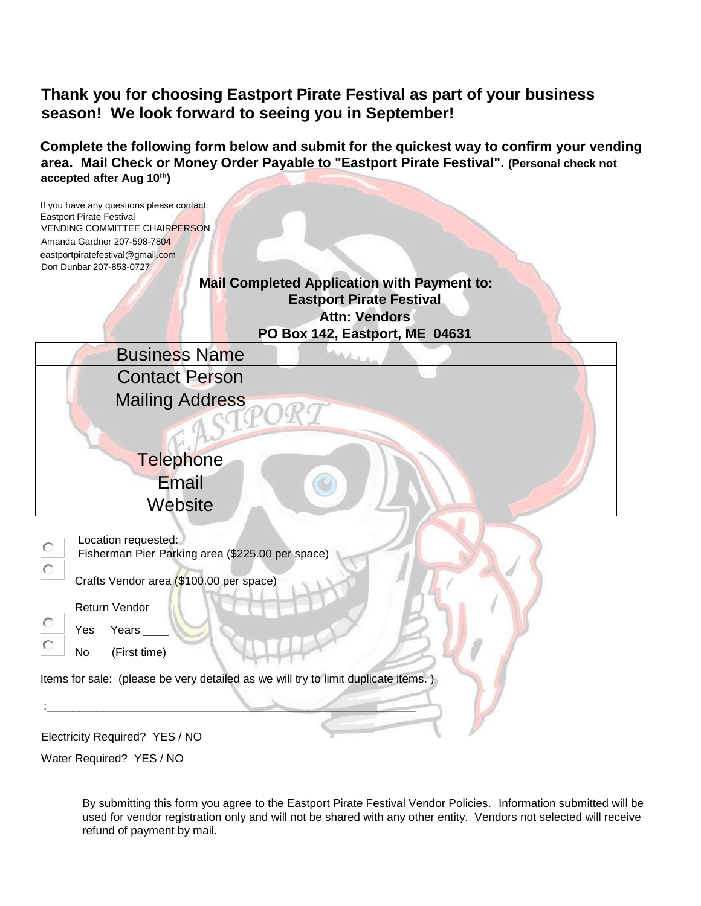**Thank you for choosing Eastport Pirate Festival as part of your business season! We look forward to seeing you in September!**

**Complete the following form below and submit for the quickest way to confirm your vending area. Mail Check or Money Order Payable to "Eastport Pirate Festival". (Personal check not accepted after Aug 10th)**

If you have any questions please contact:
Eastport Pirate Festival
VENDING COMMITTEE CHAIRPERSON
Amanda Gardner 207-598-7804
eastportpiratefestival@gmail.com
Don Dunbar 207-853-0727

**Mail Completed Application with Payment to:**
**Eastport Pirate Festival**
**Attn: Vendors**
**PO Box 142, Eastport, ME 04631**

| | |
|---|---|
| Business Name | |
| Contact Person | |
| Mailing Address | |
| Telephone | |
| Email | |
| Website | |

Location requested:

- ○ Fisherman Pier Parking area ($225.00 per space)
- ○ Crafts Vendor area ($100.00 per space)

Return Vendor

- ○ Yes Years ____
- ○ No (First time)

Items for sale: (please be very detailed as we will try to limit duplicate items. )

:___________________________________________________________

Electricity Required? YES / NO

Water Required? YES / NO

By submitting this form you agree to the Eastport Pirate Festival Vendor Policies. Information submitted will be used for vendor registration only and will not be shared with any other entity. Vendors not selected will receive refund of payment by mail.